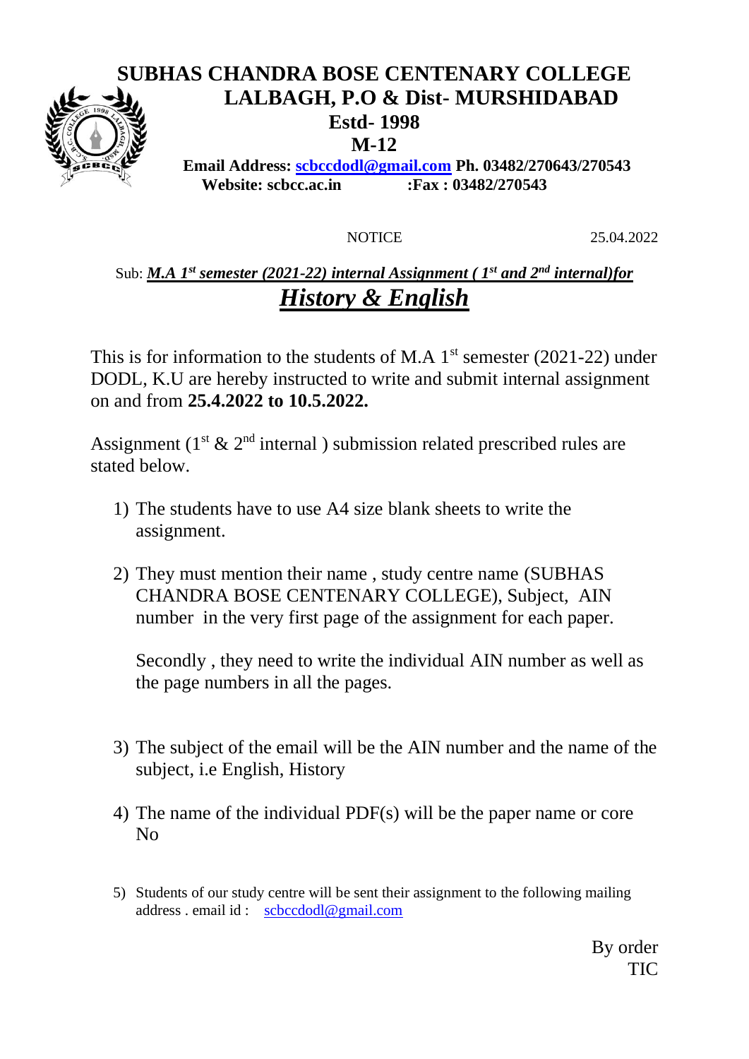# SUBHAS CHANDRA BOSE CENTENARY COLLEGE

## LALBAGH, P.O & Dist- MURSHIDABAD

**Estd- 1998**

**M-12**

**Email Address: scbccdodl@gmail.com Ph. 03482/270643/270543**
**Website: scbcc.ac.in :Fax : 03482/270543**

NOTICE 25.04.2022

Sub: ***M.A 1st semester (2021-22) internal Assignment ( 1st and 2nd internal)for History & English***

This is for information to the students of M.A 1st semester (2021-22) under DODL, K.U are hereby instructed to write and submit internal assignment on and from **25.4.2022 to 10.5.2022.**

Assignment (1st & 2nd internal ) submission related prescribed rules are stated below.

1) The students have to use A4 size blank sheets to write the assignment.

2) They must mention their name , study centre name (SUBHAS CHANDRA BOSE CENTENARY COLLEGE), Subject, AIN number in the very first page of the assignment for each paper.

   Secondly , they need to write the individual AIN number as well as the page numbers in all the pages.

3) The subject of the email will be the AIN number and the name of the subject, i.e English, History

4) The name of the individual PDF(s) will be the paper name or core No

5) Students of our study centre will be sent their assignment to the following mailing address . email id : scbccdodl@gmail.com

By order
TIC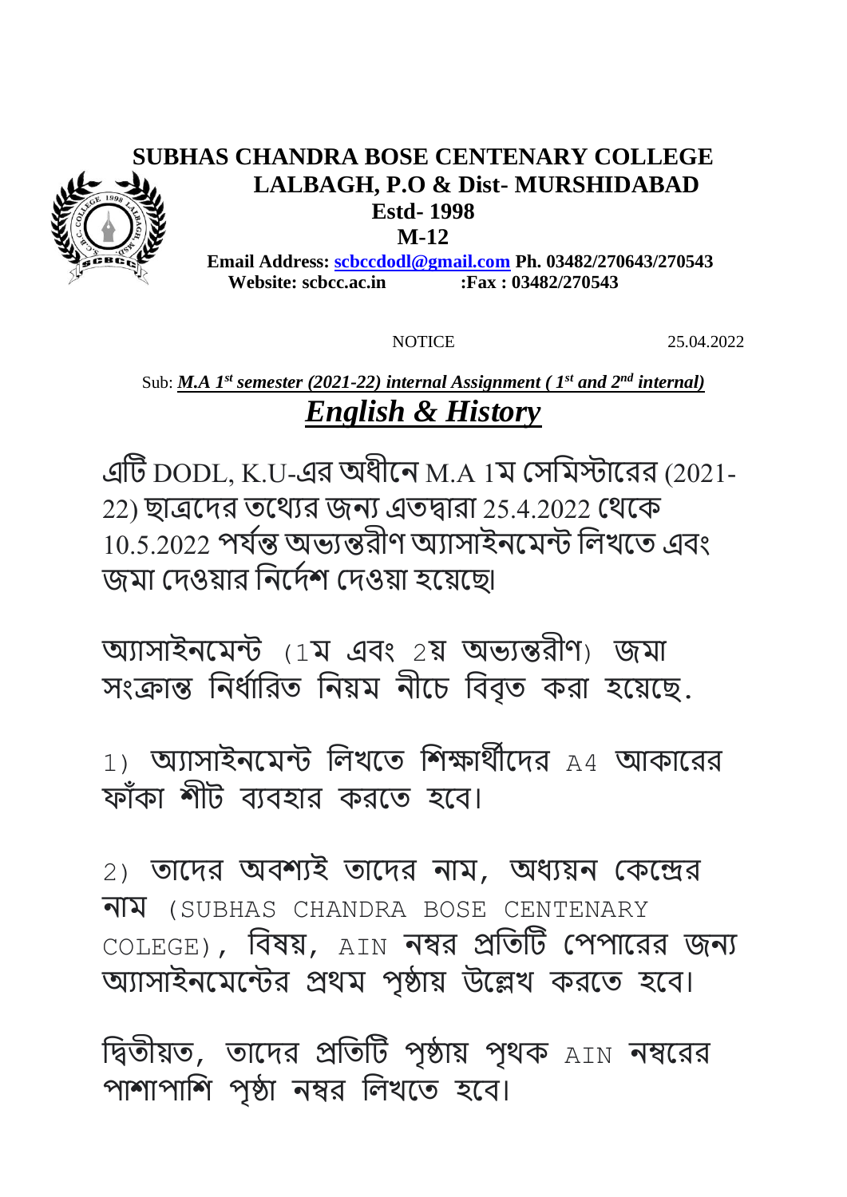# SUBHAS CHANDRA BOSE CENTENARY COLLEGE

**LALBAGH, P.O & Dist- MURSHIDABAD**

**Estd- 1998**

**M-12**

**Email Address: scbccdodl@gmail.com Ph. 03482/270643/270543**

**Website: scbcc.ac.in :Fax : 03482/270543**

NOTICE 25.04.2022

Sub: ***M.A 1st semester (2021-22) internal Assignment ( 1st and 2nd internal)***

## ***English & History***

এটি DODL, K.U-এর অধীনে M.A 1ম সেমিস্টারের (2021-22) ছাত্রদের তথ্যের জন্য এতদ্বারা 25.4.2022 থেকে 10.5.2022 পর্যন্ত অভ্যন্তরীণ অ্যাসাইনমেন্ট লিখতে এবং জমা দেওয়ার নির্দেশ দেওয়া হয়েছে৷

অ্যাসাইনমেন্ট (1ম এবং 2য় অভ্যন্তরীণ) জমা সংক্রান্ত নির্ধারিত নিয়ম নীচে বিবৃত করা হয়েছে.

1) অ্যাসাইনমেন্ট লিখতে শিক্ষার্থীদের A4 আকারের ফাঁকা শীট ব্যবহার করতে হবে।

2) তাদের অবশ্যই তাদের নাম, অধ্যয়ন কেন্দ্রের নাম (SUBHAS CHANDRA BOSE CENTENARY COLEGE), বিষয়, AIN নম্বর প্রতিটি পেপারের জন্য অ্যাসাইনমেন্টের প্রথম পৃষ্ঠায় উল্লেখ করতে হবে।

দ্বিতীয়ত, তাদের প্রতিটি পৃষ্ঠায় পৃথক AIN নম্বরের পাশাপাশি পৃষ্ঠা নম্বর লিখতে হবে।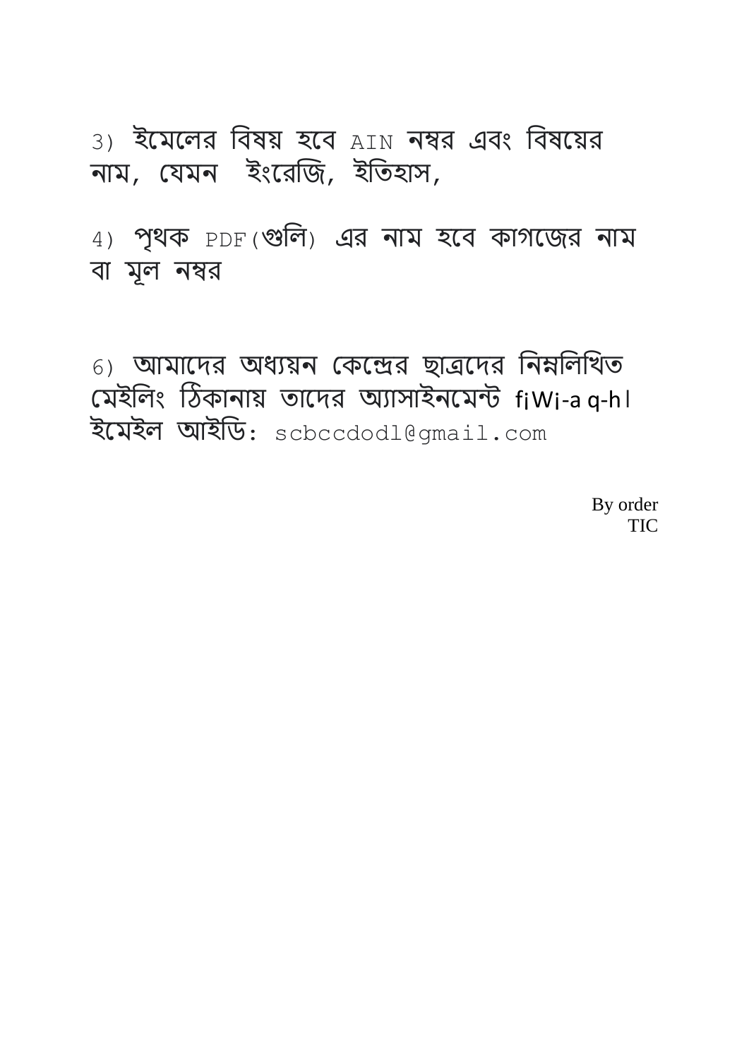3) ইমেলের বিষয় হবে AIN নম্বর এবং বিষয়ের নাম, যেমন  ইংরেজি, ইতিহাস,

4) পৃথক PDF(গুলি) এর নাম হবে কাগজের নাম বা মূল নম্বর

6) আমাদের অধ্যয়ন কেন্দ্রের ছাত্রদের নিম্নলিখিত মেইলিং ঠিকানায় তাদের অ্যাসাইনমেন্ট f¡W¡-a q-h। ইমেইল আইডি: scbccdodl@gmail.com

By order
TIC